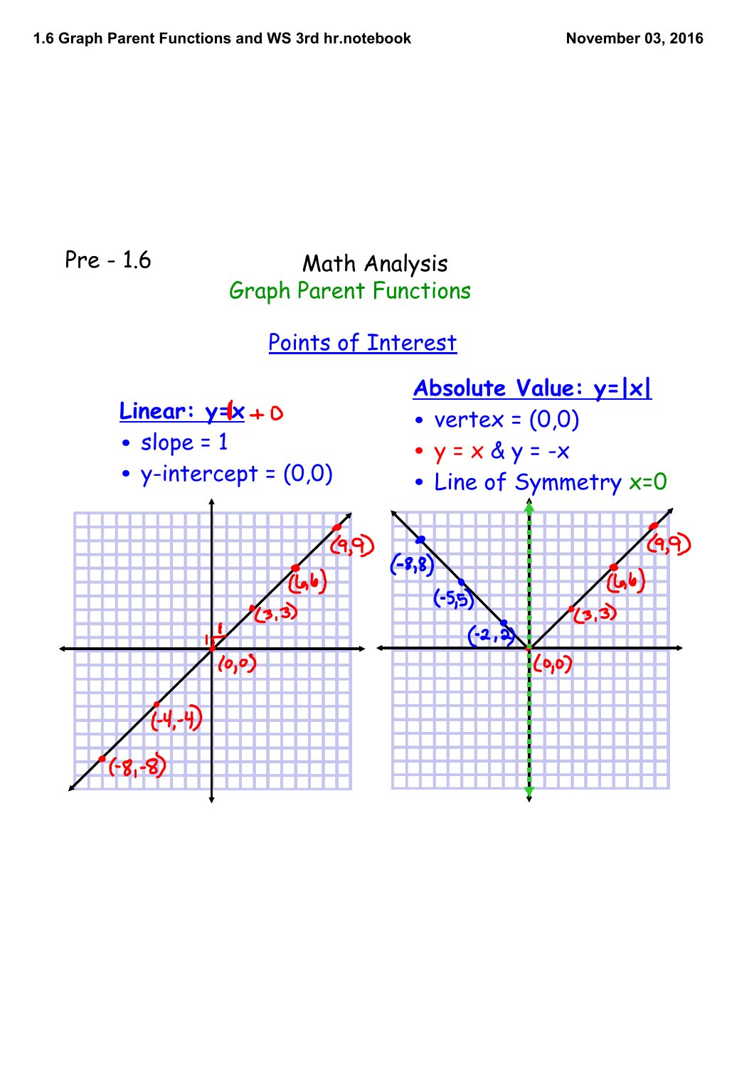Pre - 1.6

# Math Analysis

## Graph Parent Functions

### Points of Interest

**Linear: $y = 1x + 0$**

- slope = 1
- y-intercept = (0,0)

(9,9), (6,6), (3,3), (0,0), (-4,-4), (-8,-8)

**Absolute Value: $y = |x|$**

- vertex = (0,0)
- $y = x$ & $y = -x$
- Line of Symmetry $x=0$

(-8,8), (-5,5), (-2,2), (0,0), (3,3), (6,6), (9,9)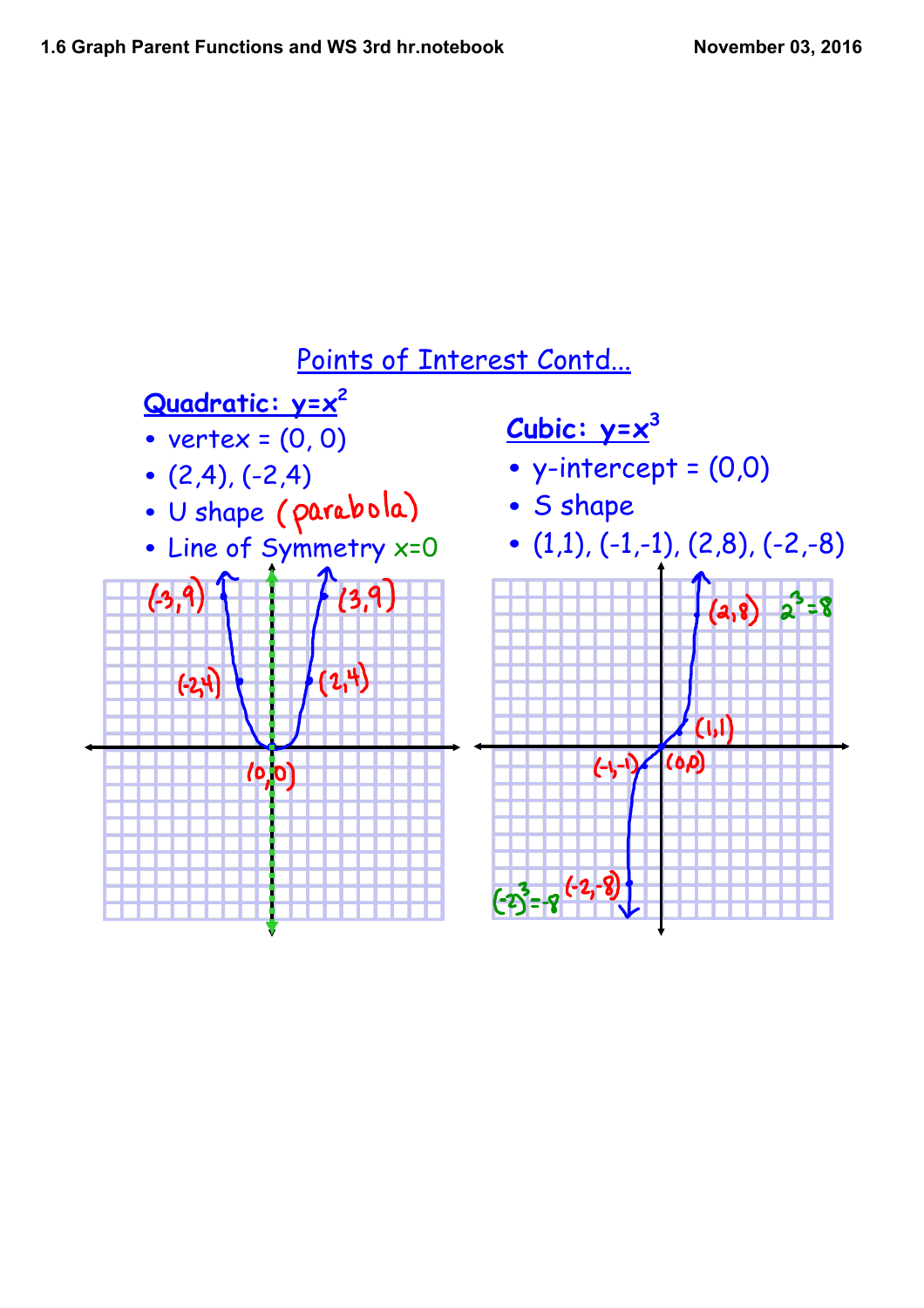# Points of Interest Contd...

## Quadratic: $y=x^2$

- vertex = (0, 0)
- (2,4), (-2,4)
- U shape (parabola)
- Line of Symmetry $x=0$

(-3,9) (3,9)

(-2,4) (2,4)

(0,0)

## Cubic: $y=x^3$

- y-intercept = (0,0)
- S shape
- (1,1), (-1,-1), (2,8), (-2,-8)

(2,8) $2^3=8$

(1,1)

(-1,-1) (0,0)

$(-2)^3=-8$ (-2,-8)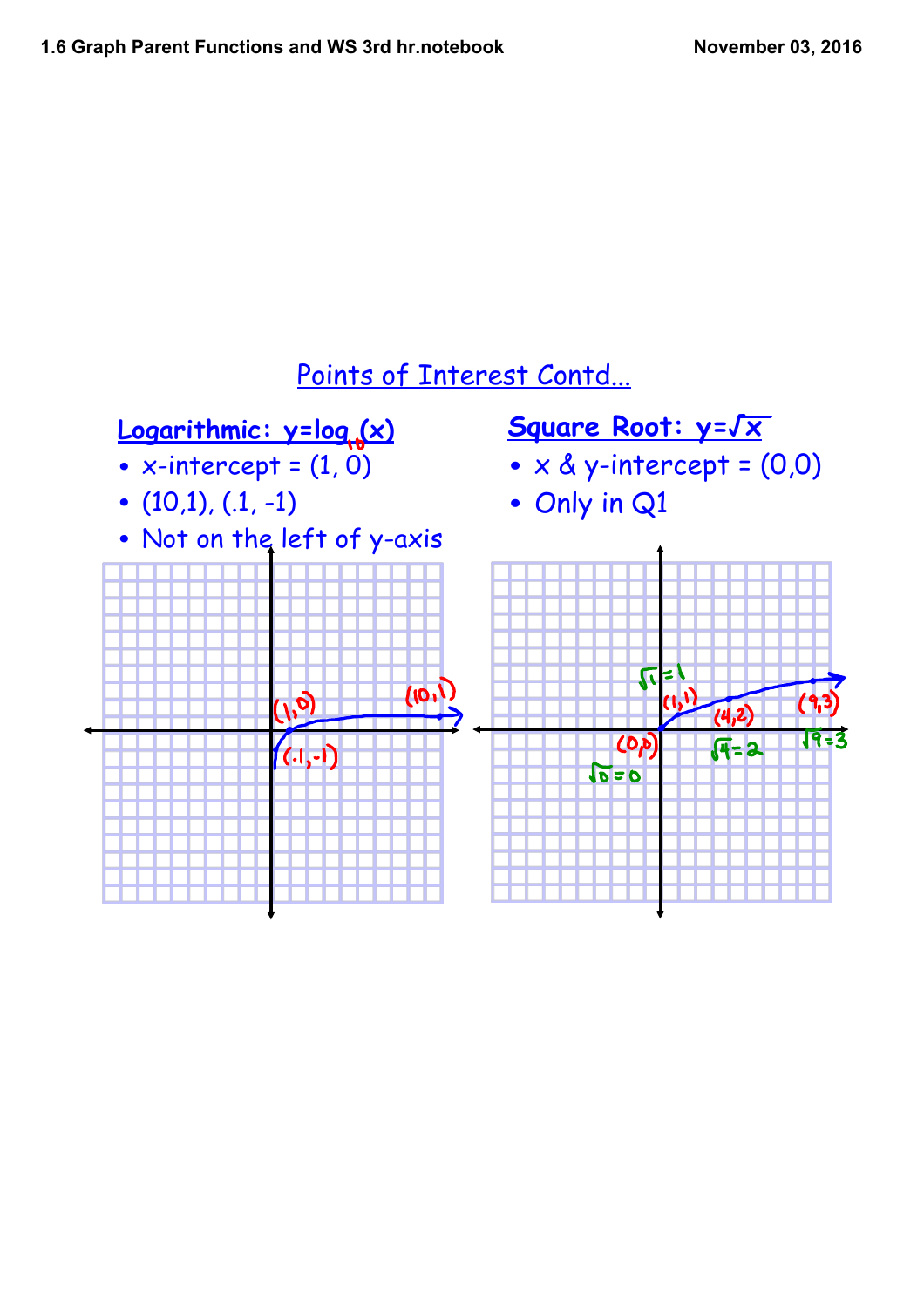## Points of Interest Contd...

### Logarithmic: $y=\log_{10}(x)$

- x-intercept = (1, 0)
- (10,1), (.1, -1)
- Not on the left of y-axis

(1,0) (10,1) (.1,-1)

### Square Root: $y=\sqrt{x}$

- x & y-intercept = (0,0)
- Only in Q1

$\sqrt{1}=1$ (1,1) (4,2) (9,3) (0,0) $\sqrt{0}=0$ $\sqrt{4}=2$ $\sqrt{9}=3$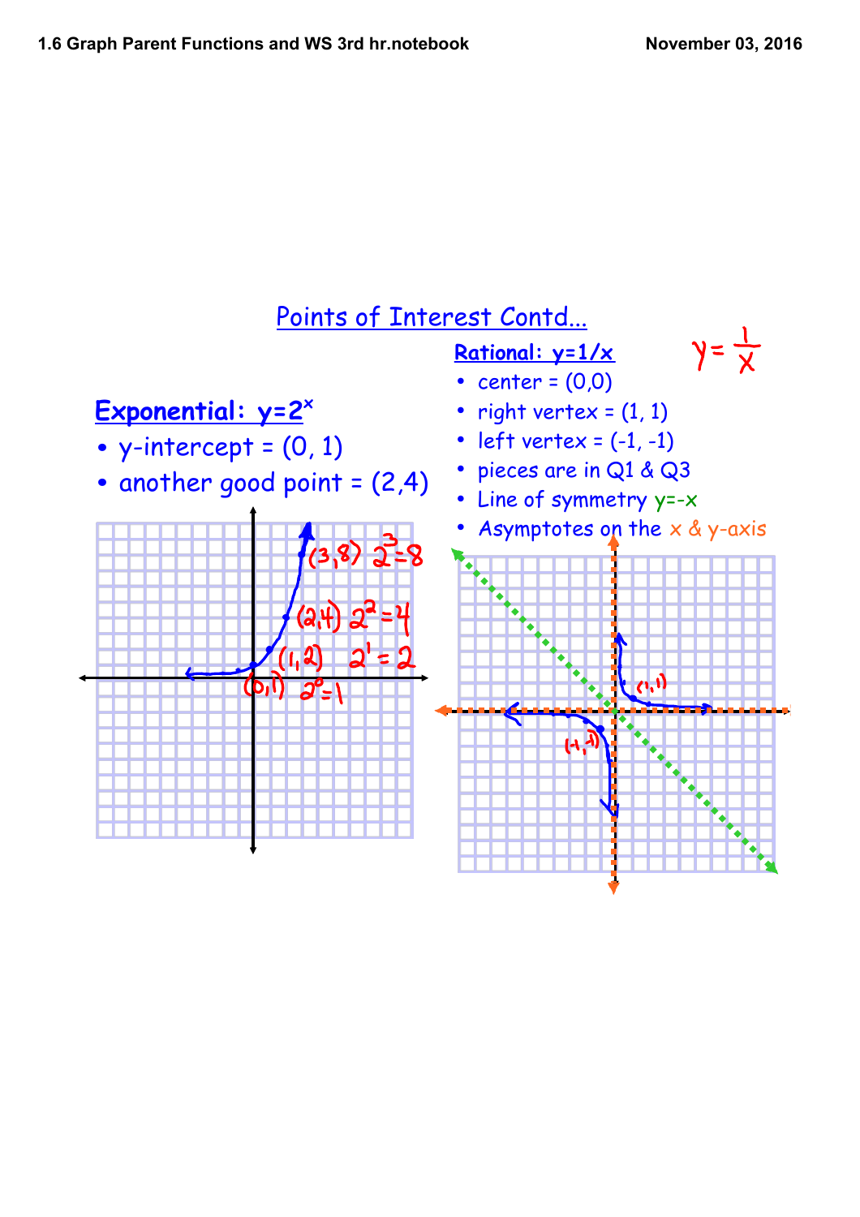# Points of Interest Contd...

## Exponential: $y=2^x$

- y-intercept = (0, 1)
- another good point = (2,4)

(3,8) $2^3=8$

(2,4) $2^2=4$

(1,2) $2^1=2$

(0,1) $2^0=1$

## Rational: $y=1/x$

$y=\frac{1}{x}$

- center = (0,0)
- right vertex = (1, 1)
- left vertex = (-1, -1)
- pieces are in Q1 & Q3
- Line of symmetry $y=-x$
- Asymptotes on the x & y-axis

(1,1)

(-1,-1)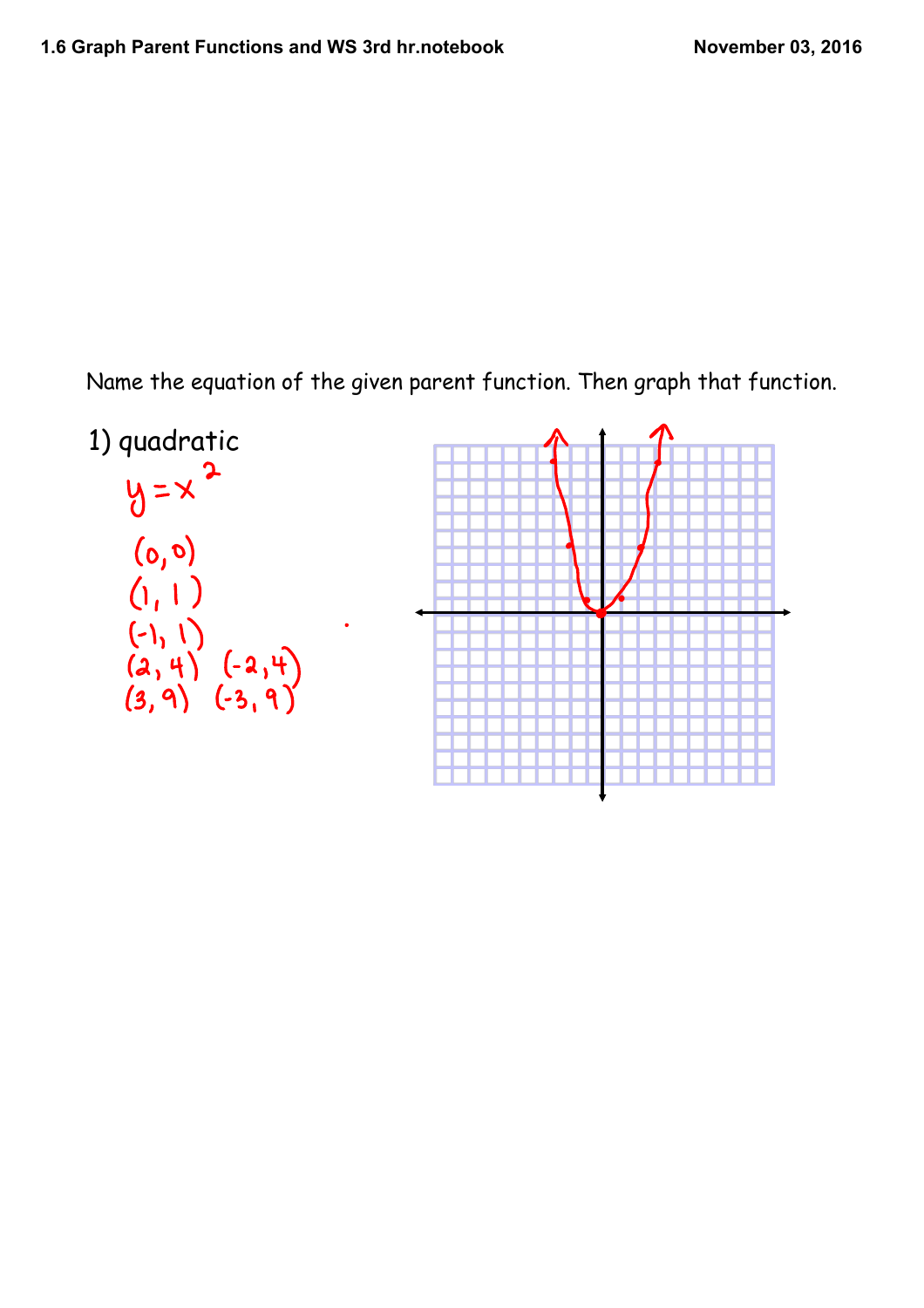Name the equation of the given parent function. Then graph that function.

1) quadratic

$y = x^2$

(0, 0)

(1, 1)

(-1, 1)

(2, 4) (-2, 4)

(3, 9) (-3, 9)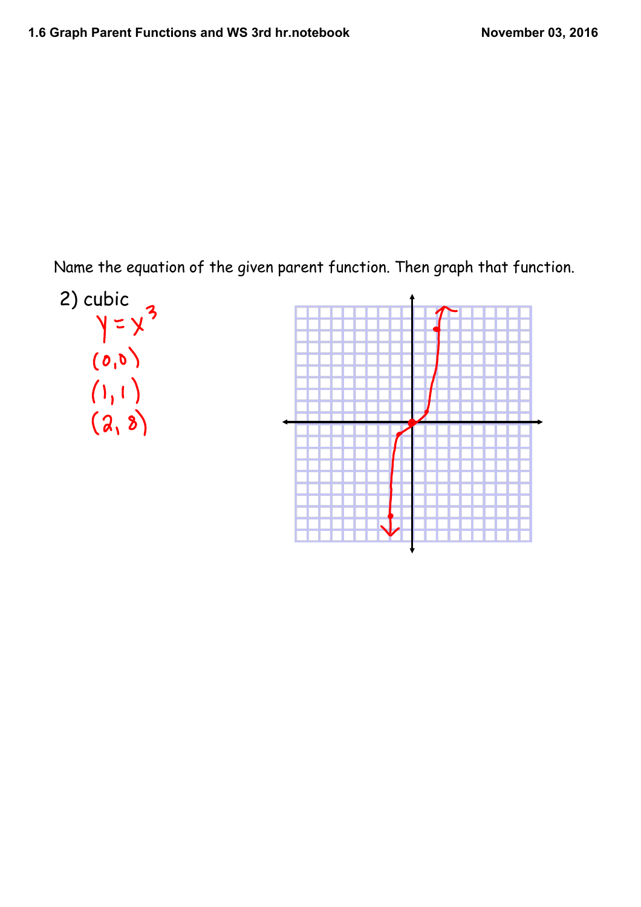Name the equation of the given parent function. Then graph that function.

2) cubic

$y = x^3$

$(0,0)$

$(1,1)$

$(2,8)$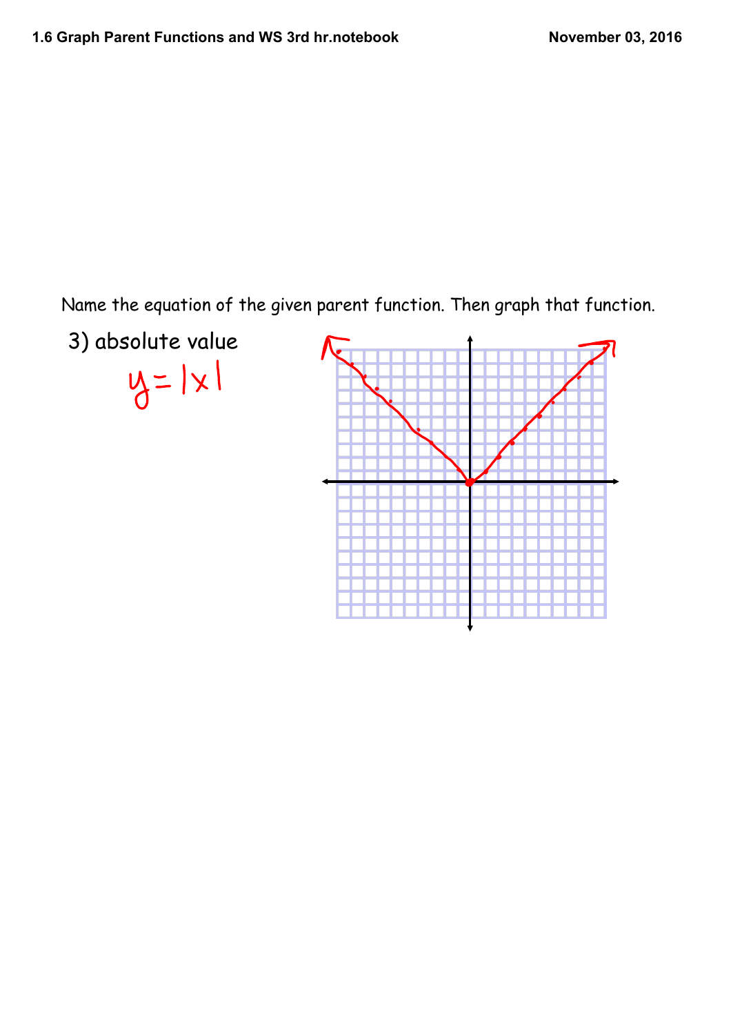Name the equation of the given parent function. Then graph that function.

3) absolute value

$y = |x|$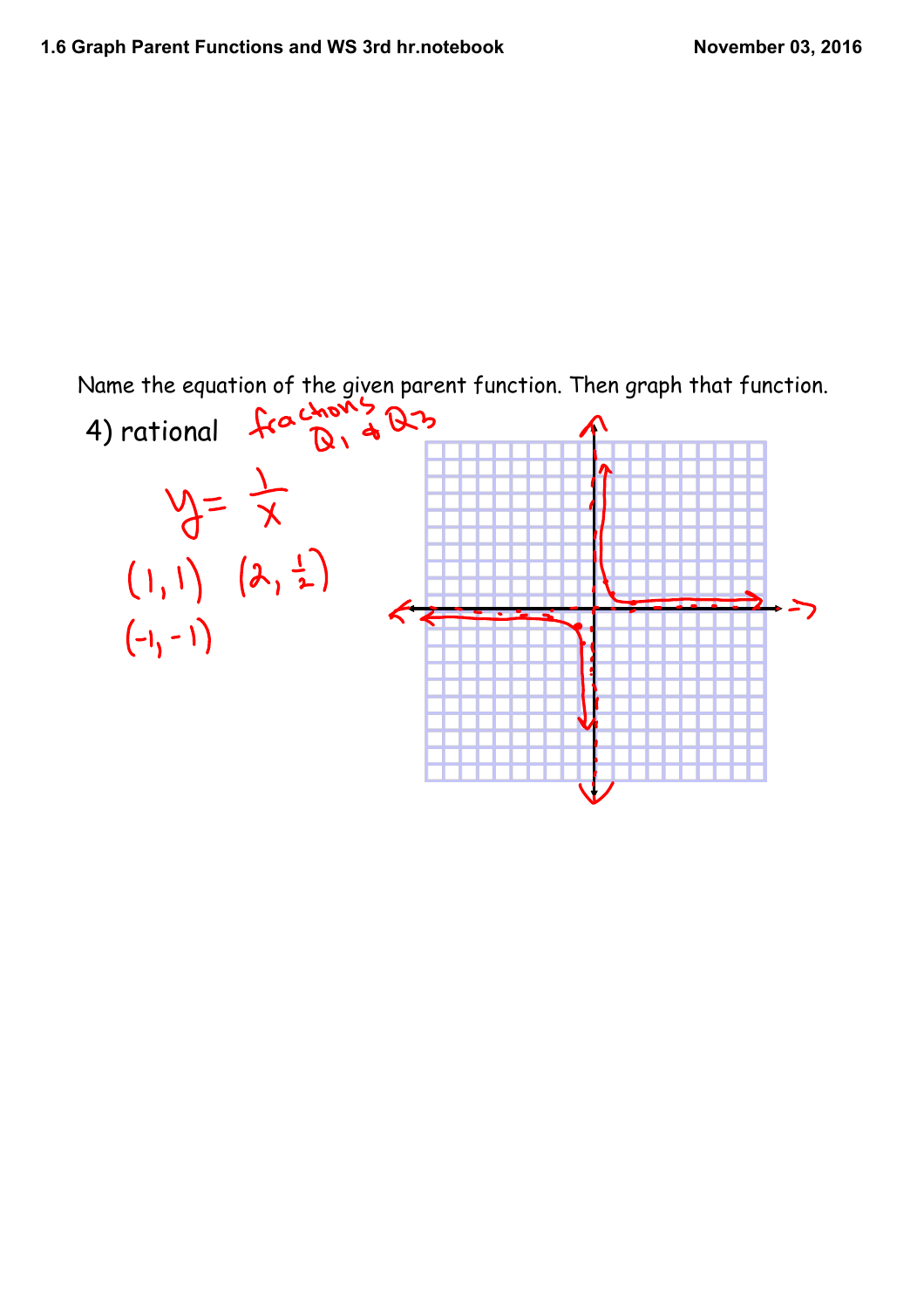Name the equation of the given parent function. Then graph that function.

4) rational fractions Q1 & Q3

$y = \frac{1}{x}$

(1, 1) (2, $\frac{1}{2}$)

(-1, -1)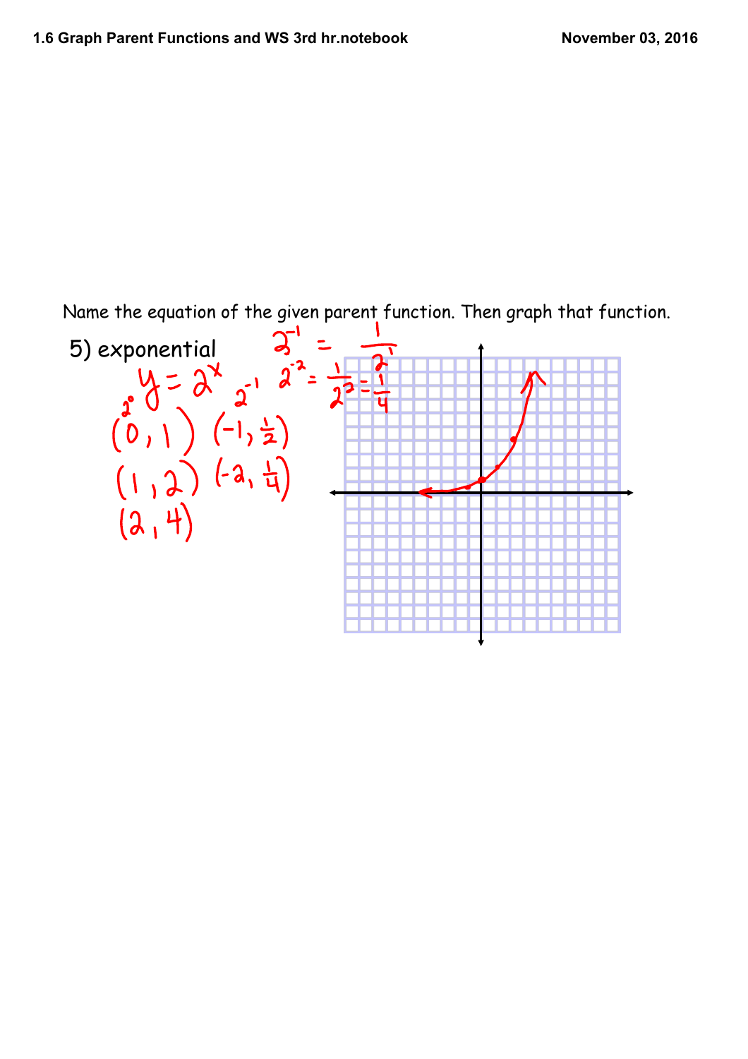Name the equation of the given parent function. Then graph that function.

5) exponential

$y = 2^x$

$2^{-1} = \frac{1}{2^1}$

$2^{-2} = \frac{1}{2^2} = \frac{1}{4}$

$(0, 1)$ $(-1, \frac{1}{2})$

$(1, 2)$ $(-2, \frac{1}{4})$

$(2, 4)$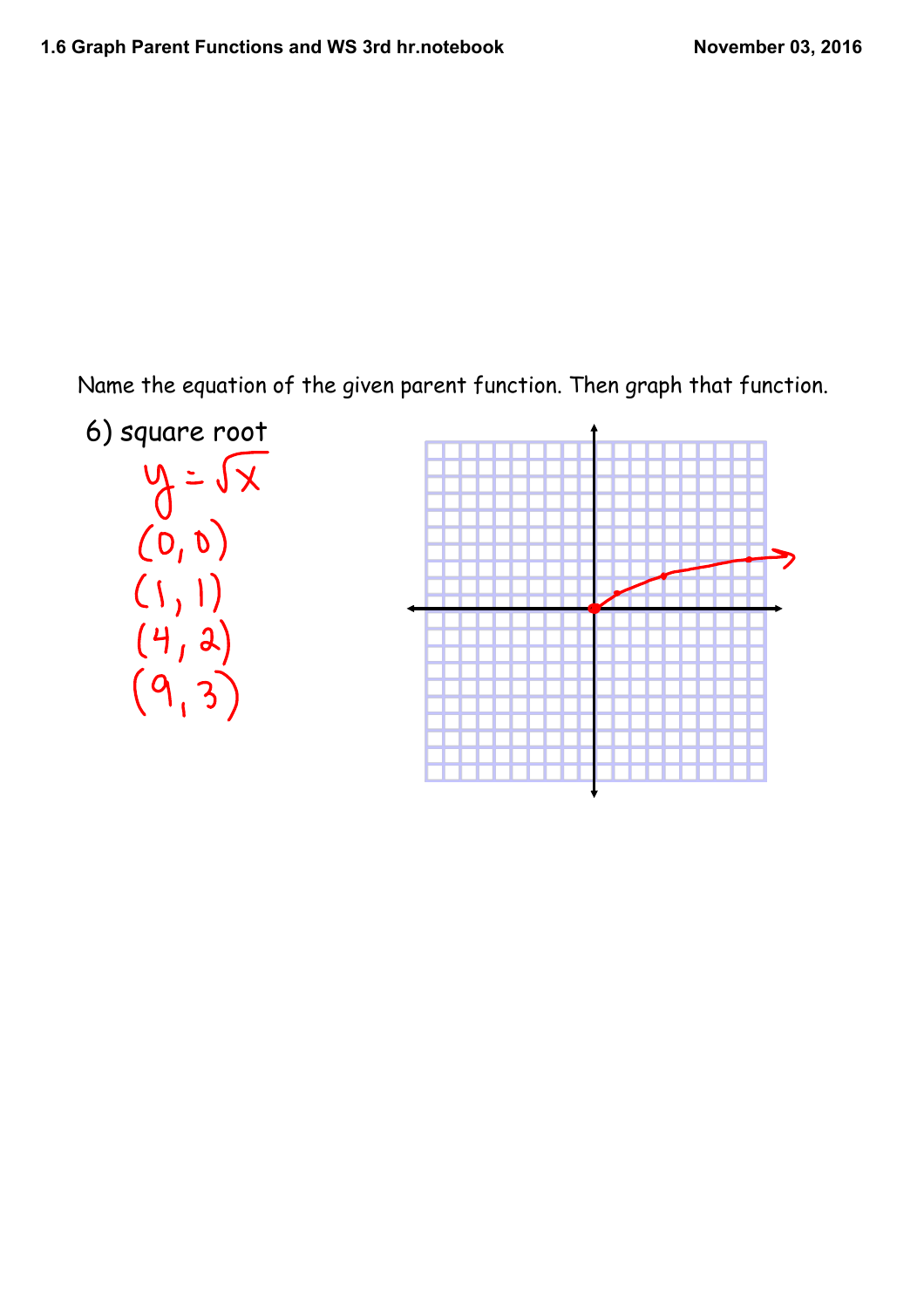Name the equation of the given parent function. Then graph that function.

6) square root

$y = \sqrt{x}$

(0, 0)

(1, 1)

(4, 2)

(9, 3)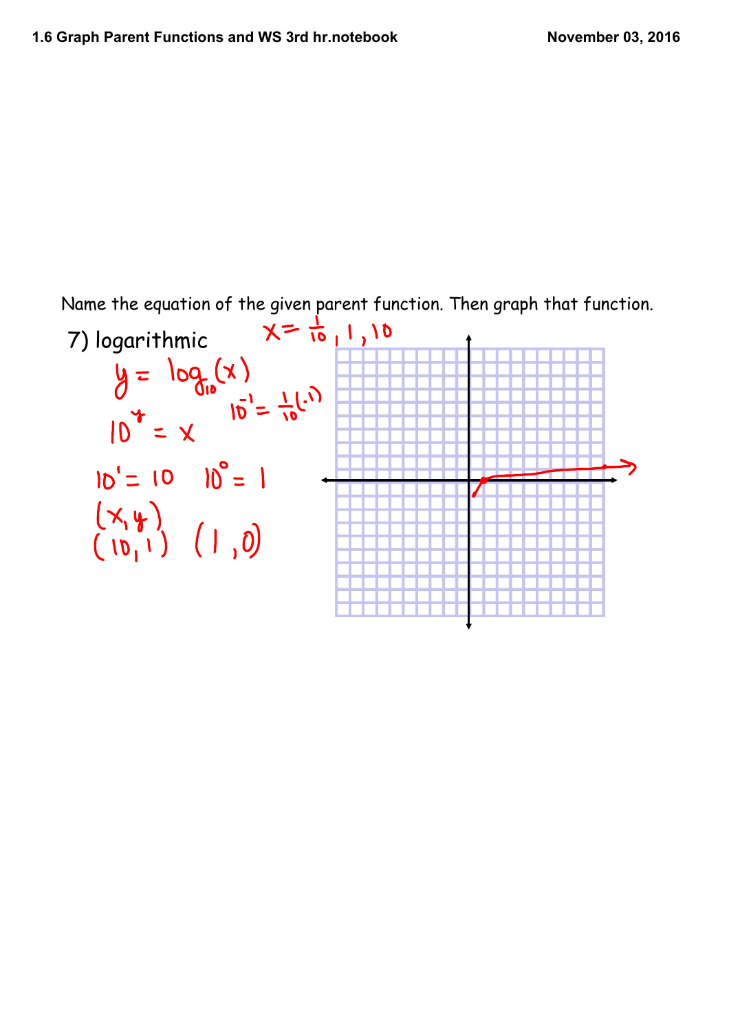Name the equation of the given parent function. Then graph that function.

7) logarithmic

$x = \frac{1}{10}, 1, 10$

$y = \log_{10}(x)$

$10^{-1} = \frac{1}{10} (.1)$

$10^y = x$

$10^1 = 10 \quad 10^0 = 1$

$(x, y)$

$(10, 1) \quad (1, 0)$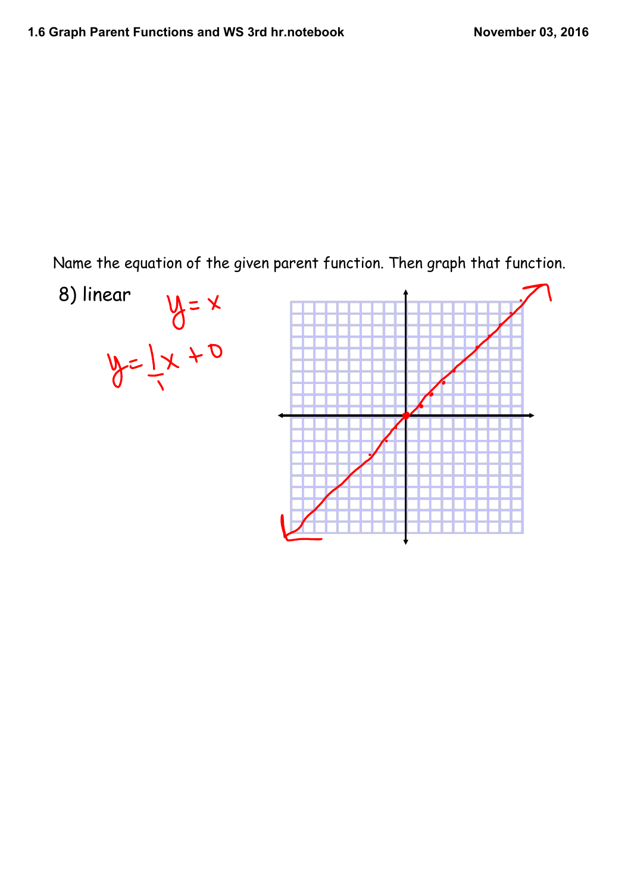Name the equation of the given parent function. Then graph that function.

8) linear

$y = x$

$y = \frac{1}{1}x + 0$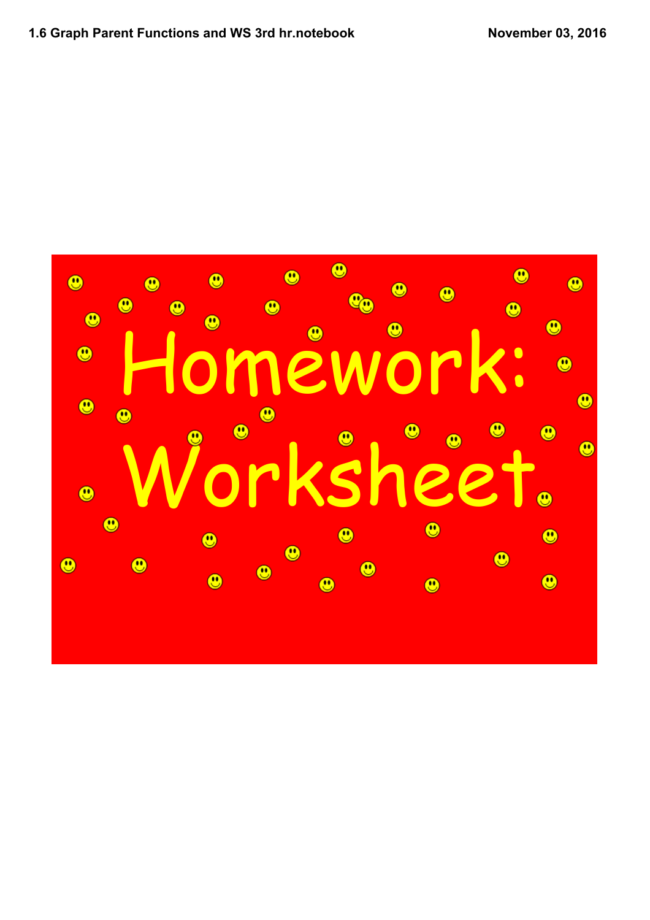# Homework: Worksheet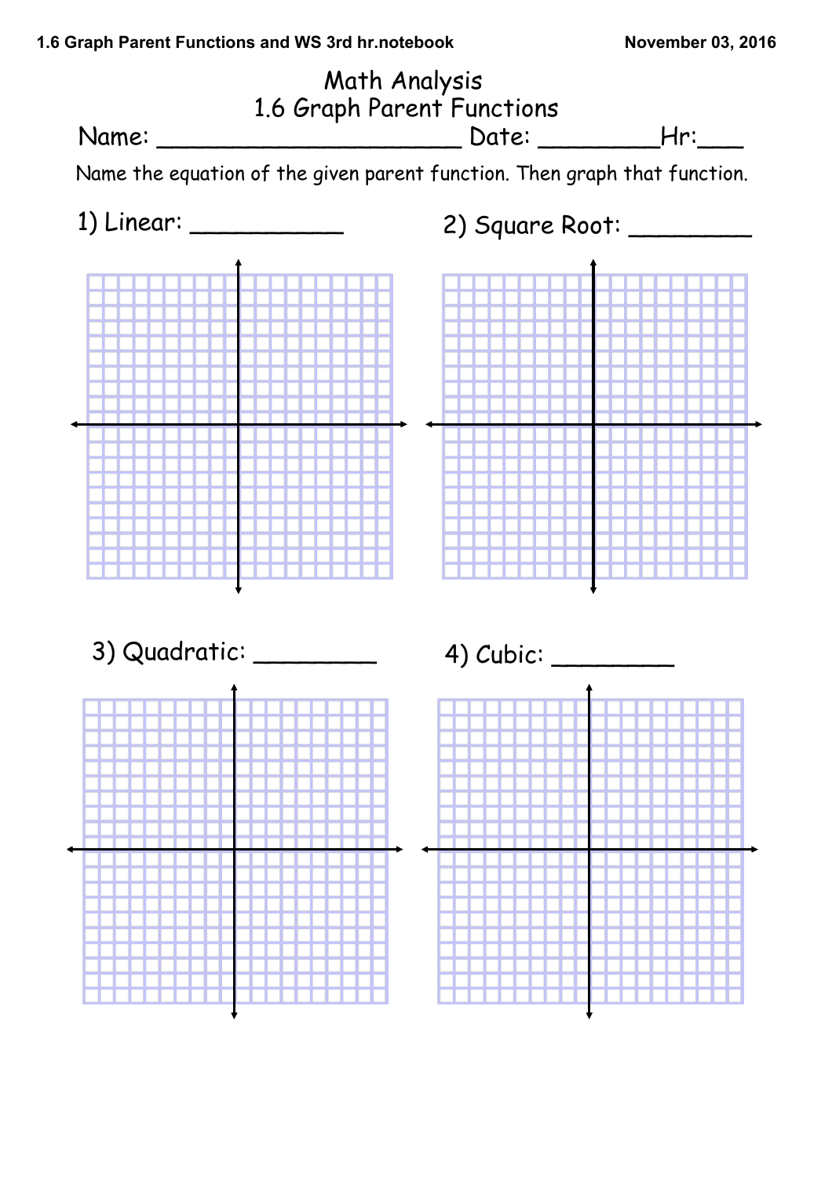# Math Analysis
## 1.6 Graph Parent Functions

Name: ______________________ Date: _________Hr:___

Name the equation of the given parent function. Then graph that function.

1) Linear: ___________

2) Square Root: _________

3) Quadratic: _________

4) Cubic: _________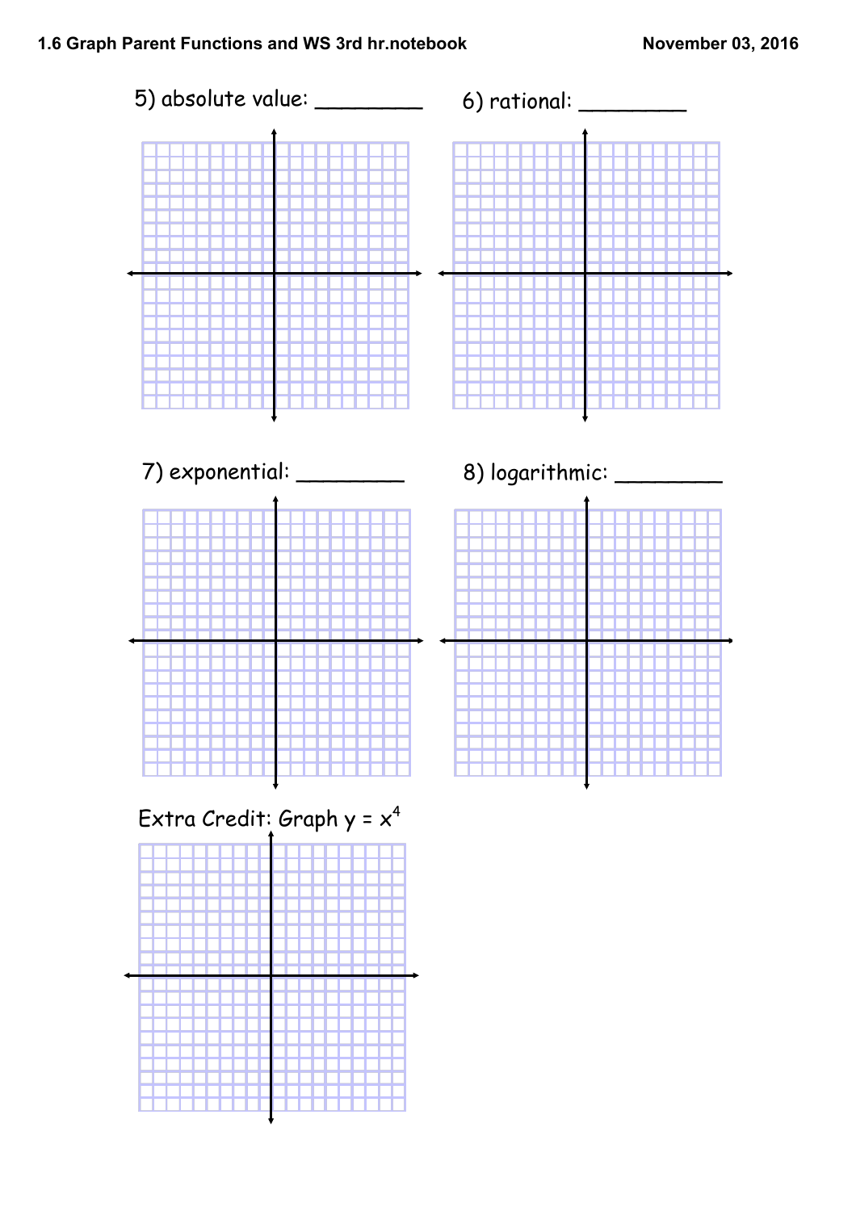5) absolute value: ________

6) rational: ________

7) exponential: ________

8) logarithmic: ________

Extra Credit: Graph $y = x^4$